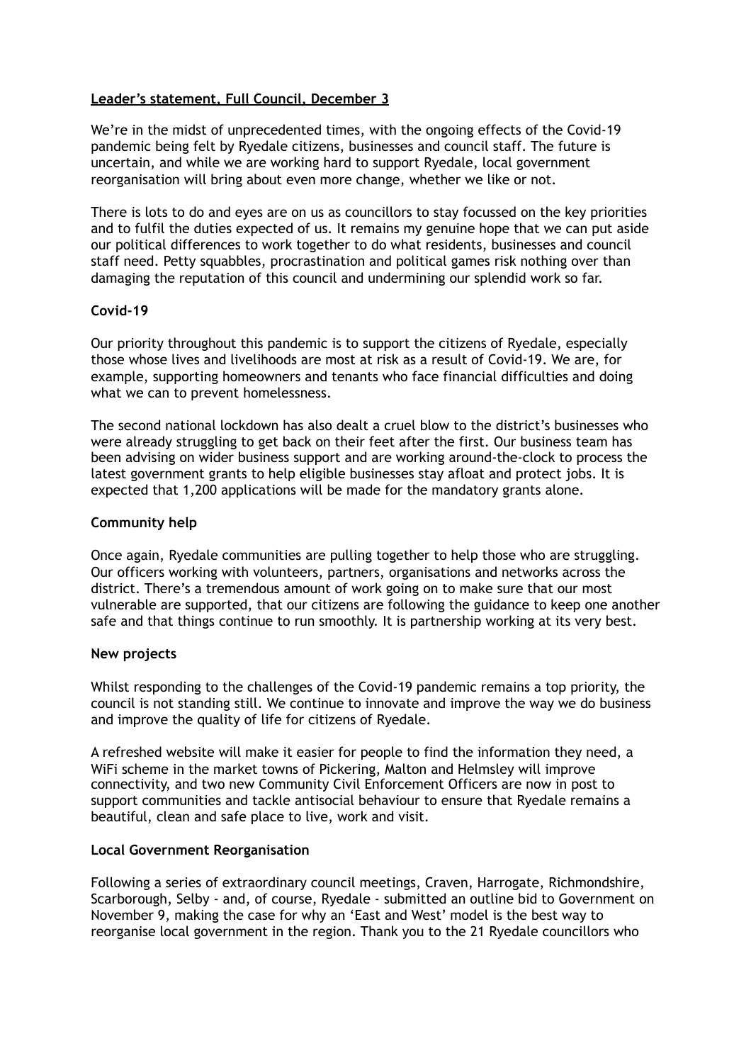**Leader's statement, Full Council, December 3**

We're in the midst of unprecedented times, with the ongoing effects of the Covid-19 pandemic being felt by Ryedale citizens, businesses and council staff. The future is uncertain, and while we are working hard to support Ryedale, local government reorganisation will bring about even more change, whether we like or not.

There is lots to do and eyes are on us as councillors to stay focussed on the key priorities and to fulfil the duties expected of us. It remains my genuine hope that we can put aside our political differences to work together to do what residents, businesses and council staff need. Petty squabbles, procrastination and political games risk nothing over than damaging the reputation of this council and undermining our splendid work so far.

**Covid-19**

Our priority throughout this pandemic is to support the citizens of Ryedale, especially those whose lives and livelihoods are most at risk as a result of Covid-19. We are, for example, supporting homeowners and tenants who face financial difficulties and doing what we can to prevent homelessness.

The second national lockdown has also dealt a cruel blow to the district's businesses who were already struggling to get back on their feet after the first. Our business team has been advising on wider business support and are working around-the-clock to process the latest government grants to help eligible businesses stay afloat and protect jobs. It is expected that 1,200 applications will be made for the mandatory grants alone.

**Community help**

Once again, Ryedale communities are pulling together to help those who are struggling. Our officers working with volunteers, partners, organisations and networks across the district. There's a tremendous amount of work going on to make sure that our most vulnerable are supported, that our citizens are following the guidance to keep one another safe and that things continue to run smoothly. It is partnership working at its very best.

**New projects**

Whilst responding to the challenges of the Covid-19 pandemic remains a top priority, the council is not standing still. We continue to innovate and improve the way we do business and improve the quality of life for citizens of Ryedale.

A refreshed website will make it easier for people to find the information they need, a WiFi scheme in the market towns of Pickering, Malton and Helmsley will improve connectivity, and two new Community Civil Enforcement Officers are now in post to support communities and tackle antisocial behaviour to ensure that Ryedale remains a beautiful, clean and safe place to live, work and visit.

**Local Government Reorganisation**

Following a series of extraordinary council meetings, Craven, Harrogate, Richmondshire, Scarborough, Selby - and, of course, Ryedale - submitted an outline bid to Government on November 9, making the case for why an 'East and West' model is the best way to reorganise local government in the region. Thank you to the 21 Ryedale councillors who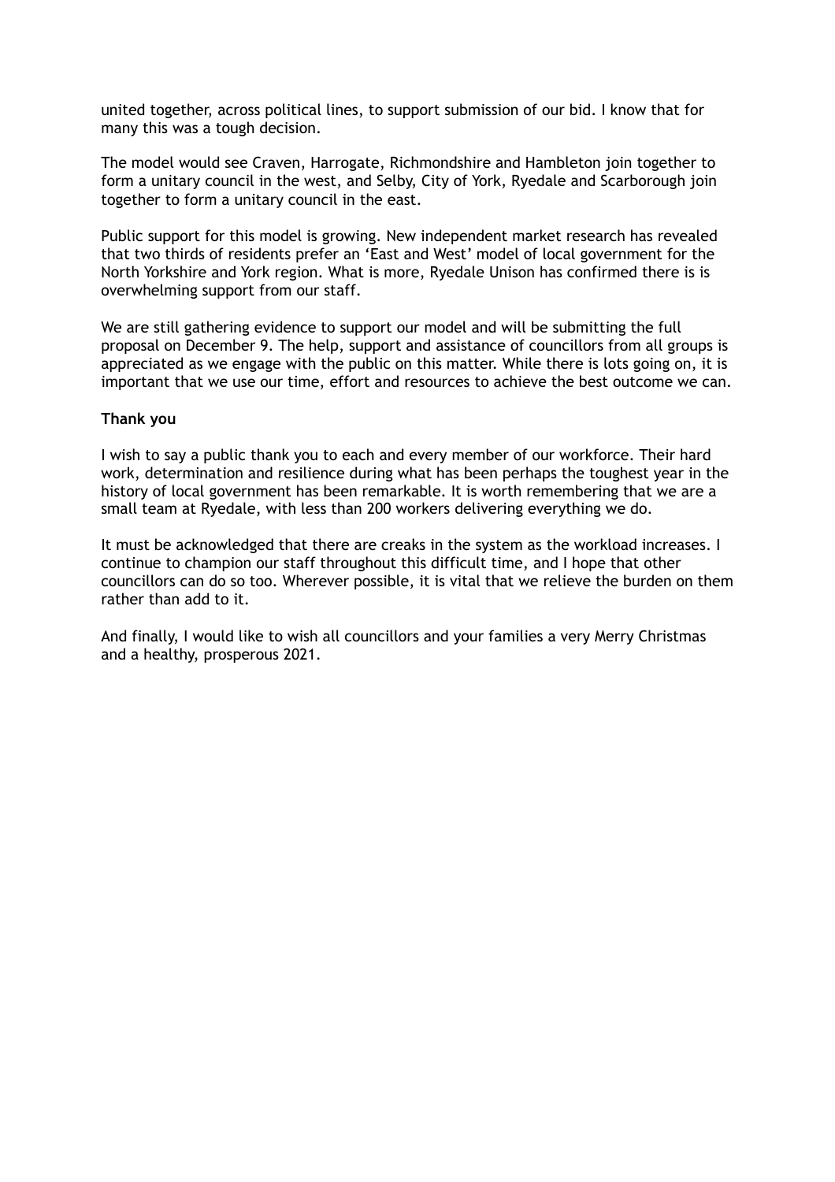united together, across political lines, to support submission of our bid. I know that for many this was a tough decision.

The model would see Craven, Harrogate, Richmondshire and Hambleton join together to form a unitary council in the west, and Selby, City of York, Ryedale and Scarborough join together to form a unitary council in the east.

Public support for this model is growing. New independent market research has revealed that two thirds of residents prefer an 'East and West' model of local government for the North Yorkshire and York region. What is more, Ryedale Unison has confirmed there is is overwhelming support from our staff.

We are still gathering evidence to support our model and will be submitting the full proposal on December 9. The help, support and assistance of councillors from all groups is appreciated as we engage with the public on this matter. While there is lots going on, it is important that we use our time, effort and resources to achieve the best outcome we can.

**Thank you**

I wish to say a public thank you to each and every member of our workforce. Their hard work, determination and resilience during what has been perhaps the toughest year in the history of local government has been remarkable. It is worth remembering that we are a small team at Ryedale, with less than 200 workers delivering everything we do.

It must be acknowledged that there are creaks in the system as the workload increases. I continue to champion our staff throughout this difficult time, and I hope that other councillors can do so too. Wherever possible, it is vital that we relieve the burden on them rather than add to it.

And finally, I would like to wish all councillors and your families a very Merry Christmas and a healthy, prosperous 2021.